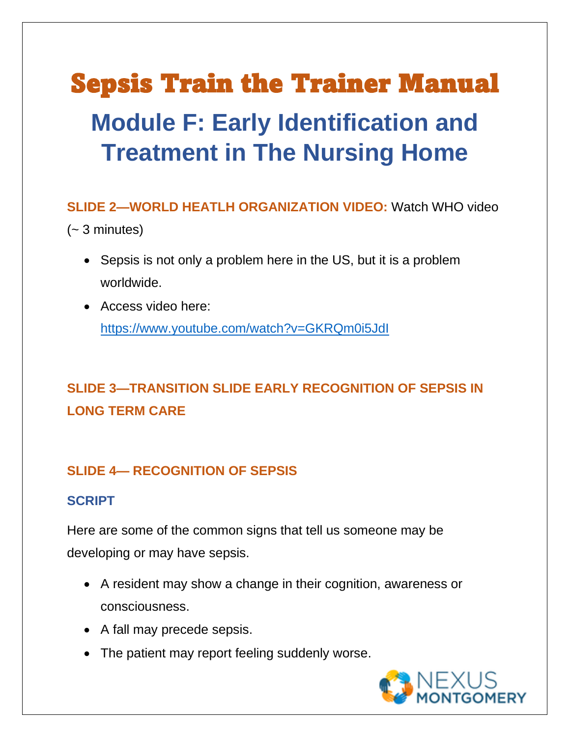# Sepsis Train the Trainer Manual

## Module F: Early Identification and Treatment in The Nursing Home

**SLIDE 2—WORLD HEATLH ORGANIZATION VIDEO:** Watch WHO video (~ 3 minutes)

- Sepsis is not only a problem here in the US, but it is a problem worldwide.
- Access video here: https://www.youtube.com/watch?v=GKRQm0i5JdI

**SLIDE 3—TRANSITION SLIDE EARLY RECOGNITION OF SEPSIS IN LONG TERM CARE**

**SLIDE 4— RECOGNITION OF SEPSIS**

**SCRIPT**

Here are some of the common signs that tell us someone may be developing or may have sepsis.

- A resident may show a change in their cognition, awareness or consciousness.
- A fall may precede sepsis.
- The patient may report feeling suddenly worse.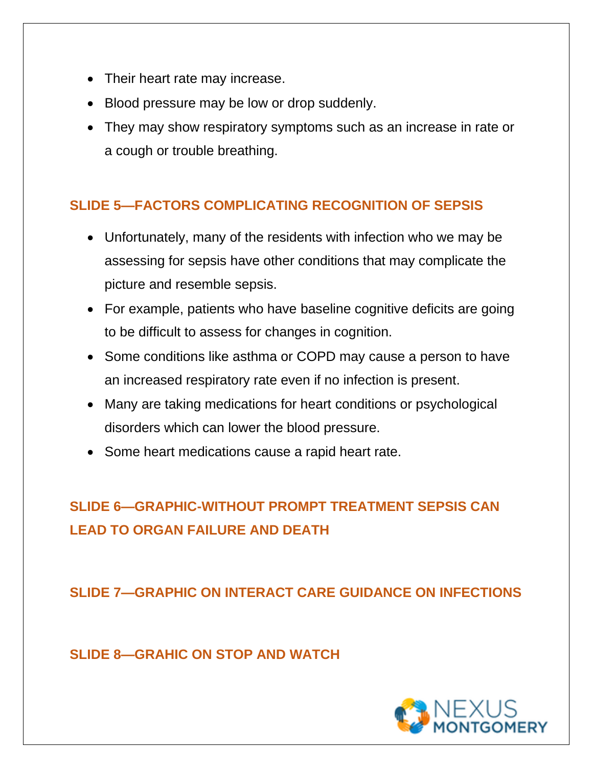- Their heart rate may increase.
- Blood pressure may be low or drop suddenly.
- They may show respiratory symptoms such as an increase in rate or a cough or trouble breathing.

## SLIDE 5—FACTORS COMPLICATING RECOGNITION OF SEPSIS

- Unfortunately, many of the residents with infection who we may be assessing for sepsis have other conditions that may complicate the picture and resemble sepsis.
- For example, patients who have baseline cognitive deficits are going to be difficult to assess for changes in cognition.
- Some conditions like asthma or COPD may cause a person to have an increased respiratory rate even if no infection is present.
- Many are taking medications for heart conditions or psychological disorders which can lower the blood pressure.
- Some heart medications cause a rapid heart rate.

## SLIDE 6—GRAPHIC-WITHOUT PROMPT TREATMENT SEPSIS CAN LEAD TO ORGAN FAILURE AND DEATH

## SLIDE 7—GRAPHIC ON INTERACT CARE GUIDANCE ON INFECTIONS

## SLIDE 8—GRAHIC ON STOP AND WATCH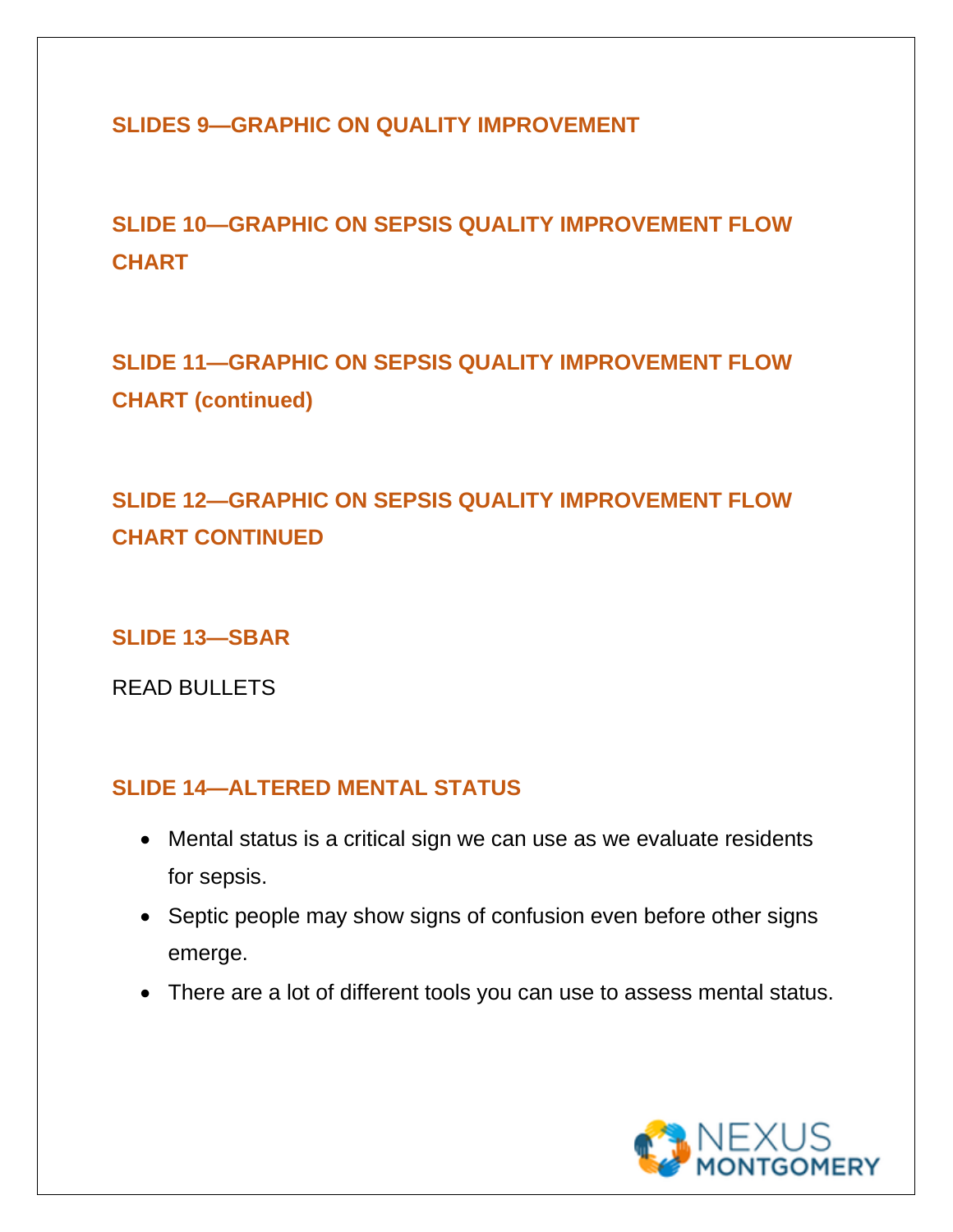**SLIDES 9—GRAPHIC ON QUALITY IMPROVEMENT**

**SLIDE 10—GRAPHIC ON SEPSIS QUALITY IMPROVEMENT FLOW CHART**

**SLIDE 11—GRAPHIC ON SEPSIS QUALITY IMPROVEMENT FLOW CHART (continued)**

**SLIDE 12—GRAPHIC ON SEPSIS QUALITY IMPROVEMENT FLOW CHART CONTINUED**

**SLIDE 13—SBAR**

READ BULLETS

**SLIDE 14—ALTERED MENTAL STATUS**

- Mental status is a critical sign we can use as we evaluate residents for sepsis.
- Septic people may show signs of confusion even before other signs emerge.
- There are a lot of different tools you can use to assess mental status.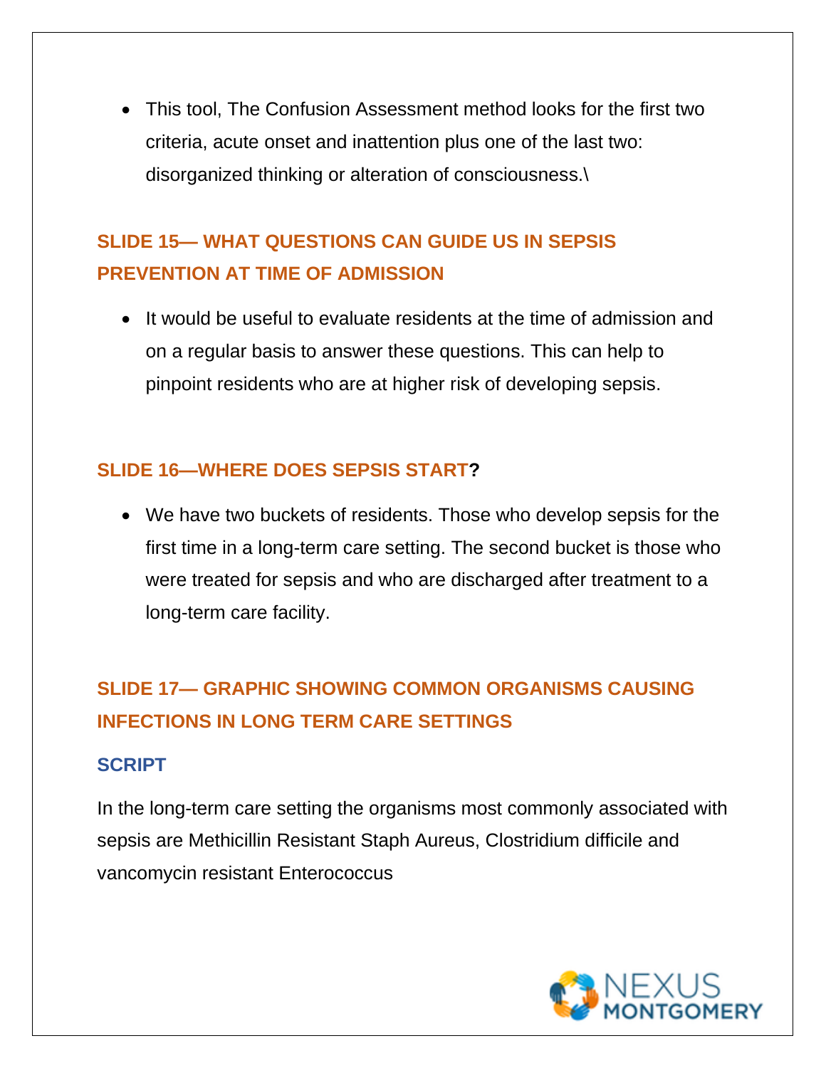- This tool, The Confusion Assessment method looks for the first two criteria, acute onset and inattention plus one of the last two: disorganized thinking or alteration of consciousness.\

## SLIDE 15— WHAT QUESTIONS CAN GUIDE US IN SEPSIS PREVENTION AT TIME OF ADMISSION

- It would be useful to evaluate residents at the time of admission and on a regular basis to answer these questions. This can help to pinpoint residents who are at higher risk of developing sepsis.

## SLIDE 16—WHERE DOES SEPSIS START?

- We have two buckets of residents. Those who develop sepsis for the first time in a long-term care setting. The second bucket is those who were treated for sepsis and who are discharged after treatment to a long-term care facility.

## SLIDE 17— GRAPHIC SHOWING COMMON ORGANISMS CAUSING INFECTIONS IN LONG TERM CARE SETTINGS

### SCRIPT

In the long-term care setting the organisms most commonly associated with sepsis are Methicillin Resistant Staph Aureus, Clostridium difficile and vancomycin resistant Enterococcus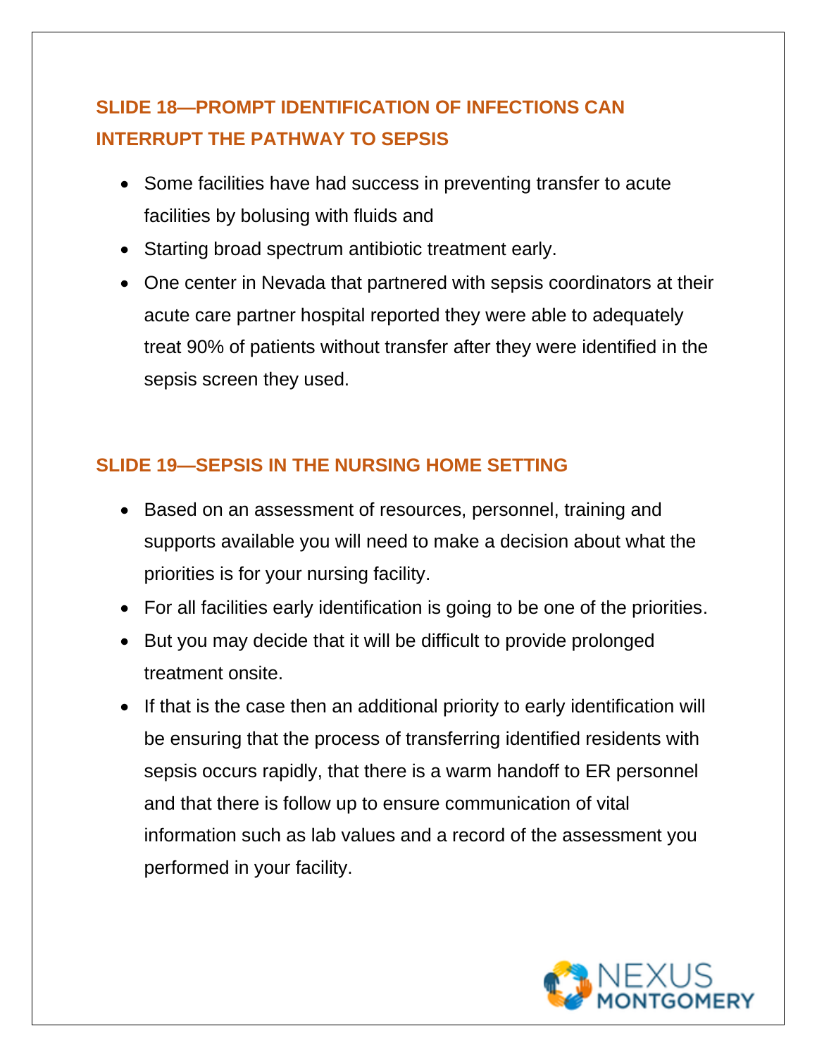## SLIDE 18—PROMPT IDENTIFICATION OF INFECTIONS CAN INTERRUPT THE PATHWAY TO SEPSIS

- Some facilities have had success in preventing transfer to acute facilities by bolusing with fluids and
- Starting broad spectrum antibiotic treatment early.
- One center in Nevada that partnered with sepsis coordinators at their acute care partner hospital reported they were able to adequately treat 90% of patients without transfer after they were identified in the sepsis screen they used.

## SLIDE 19—SEPSIS IN THE NURSING HOME SETTING

- Based on an assessment of resources, personnel, training and supports available you will need to make a decision about what the priorities is for your nursing facility.
- For all facilities early identification is going to be one of the priorities.
- But you may decide that it will be difficult to provide prolonged treatment onsite.
- If that is the case then an additional priority to early identification will be ensuring that the process of transferring identified residents with sepsis occurs rapidly, that there is a warm handoff to ER personnel and that there is follow up to ensure communication of vital information such as lab values and a record of the assessment you performed in your facility.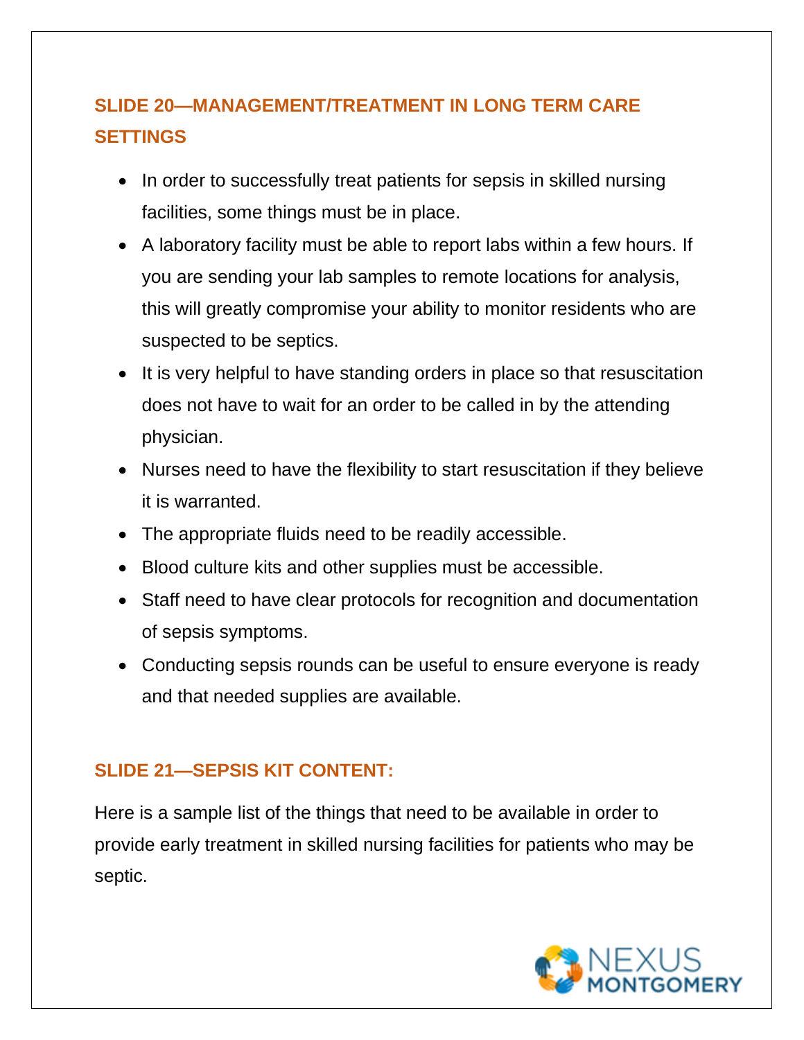## SLIDE 20—MANAGEMENT/TREATMENT IN LONG TERM CARE SETTINGS

- In order to successfully treat patients for sepsis in skilled nursing facilities, some things must be in place.
- A laboratory facility must be able to report labs within a few hours. If you are sending your lab samples to remote locations for analysis, this will greatly compromise your ability to monitor residents who are suspected to be septics.
- It is very helpful to have standing orders in place so that resuscitation does not have to wait for an order to be called in by the attending physician.
- Nurses need to have the flexibility to start resuscitation if they believe it is warranted.
- The appropriate fluids need to be readily accessible.
- Blood culture kits and other supplies must be accessible.
- Staff need to have clear protocols for recognition and documentation of sepsis symptoms.
- Conducting sepsis rounds can be useful to ensure everyone is ready and that needed supplies are available.

## SLIDE 21—SEPSIS KIT CONTENT:

Here is a sample list of the things that need to be available in order to provide early treatment in skilled nursing facilities for patients who may be septic.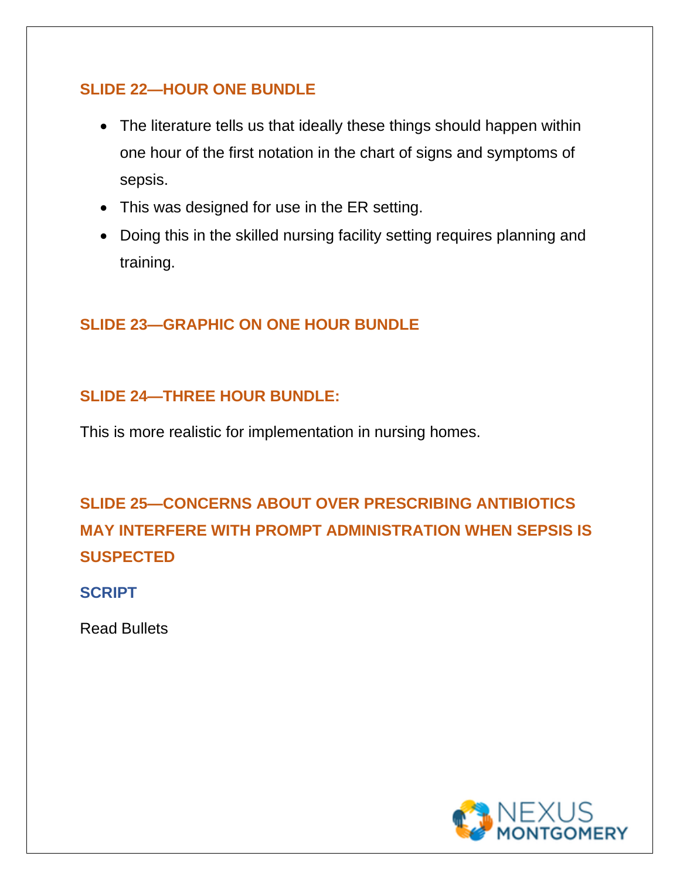## SLIDE 22—HOUR ONE BUNDLE

- The literature tells us that ideally these things should happen within one hour of the first notation in the chart of signs and symptoms of sepsis.
- This was designed for use in the ER setting.
- Doing this in the skilled nursing facility setting requires planning and training.

## SLIDE 23—GRAPHIC ON ONE HOUR BUNDLE

## SLIDE 24—THREE HOUR BUNDLE:

This is more realistic for implementation in nursing homes.

## SLIDE 25—CONCERNS ABOUT OVER PRESCRIBING ANTIBIOTICS MAY INTERFERE WITH PROMPT ADMINISTRATION WHEN SEPSIS IS SUSPECTED

### SCRIPT

Read Bullets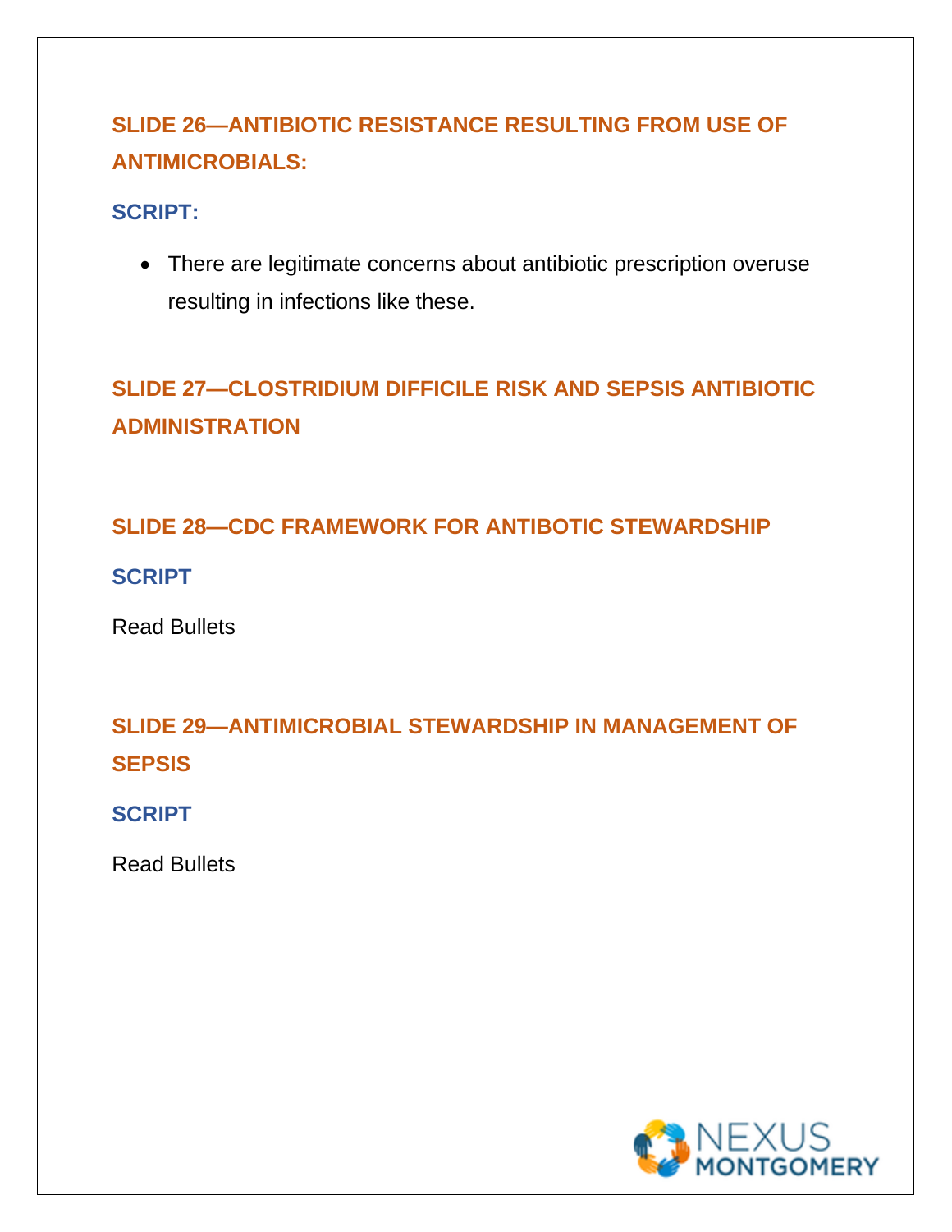## SLIDE 26—ANTIBIOTIC RESISTANCE RESULTING FROM USE OF ANTIMICROBIALS:

### SCRIPT:

- There are legitimate concerns about antibiotic prescription overuse resulting in infections like these.

## SLIDE 27—CLOSTRIDIUM DIFFICILE RISK AND SEPSIS ANTIBIOTIC ADMINISTRATION

## SLIDE 28—CDC FRAMEWORK FOR ANTIBOTIC STEWARDSHIP

### SCRIPT

Read Bullets

## SLIDE 29—ANTIMICROBIAL STEWARDSHIP IN MANAGEMENT OF SEPSIS

### SCRIPT

Read Bullets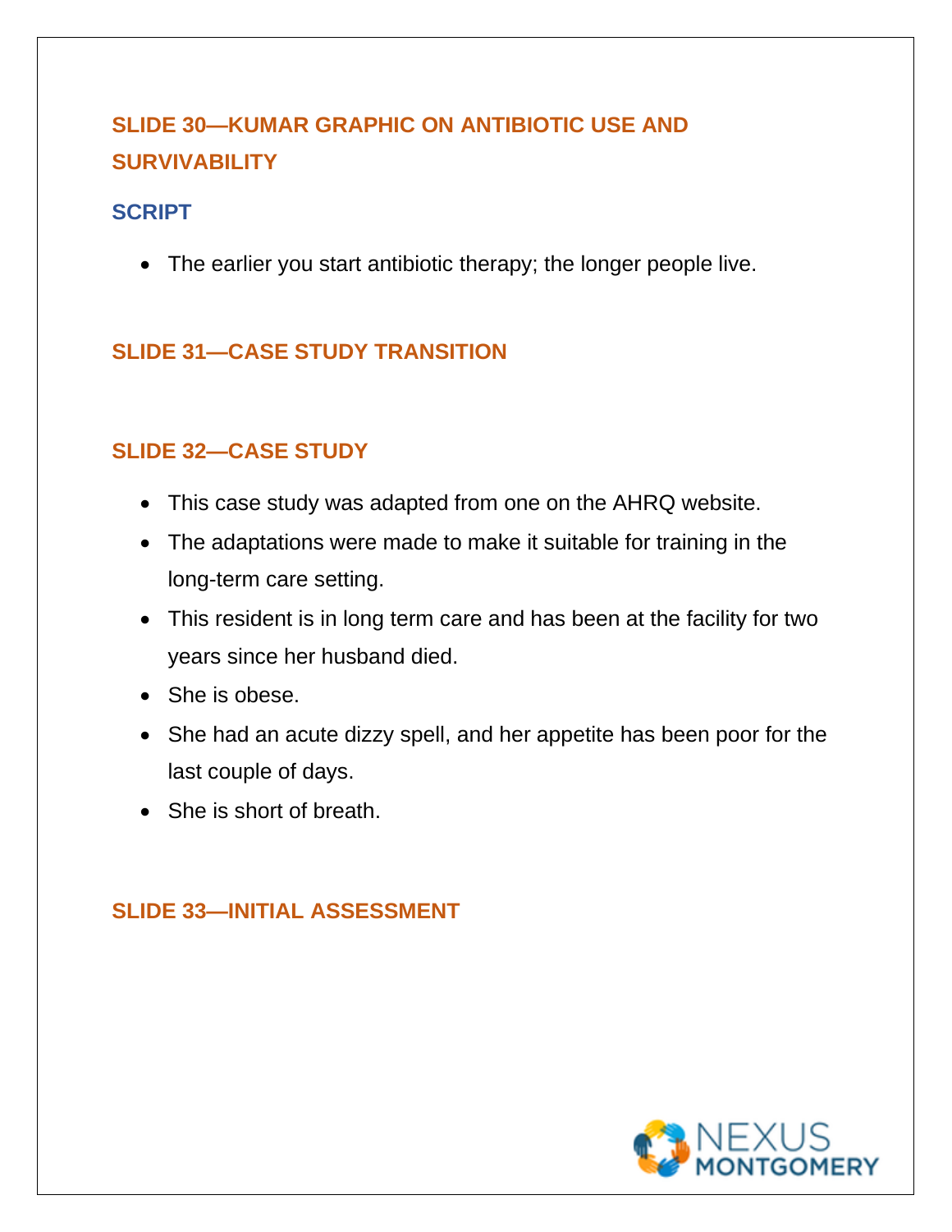## SLIDE 30—KUMAR GRAPHIC ON ANTIBIOTIC USE AND SURVIVABILITY

### SCRIPT

- The earlier you start antibiotic therapy; the longer people live.

## SLIDE 31—CASE STUDY TRANSITION

## SLIDE 32—CASE STUDY

- This case study was adapted from one on the AHRQ website.
- The adaptations were made to make it suitable for training in the long-term care setting.
- This resident is in long term care and has been at the facility for two years since her husband died.
- She is obese.
- She had an acute dizzy spell, and her appetite has been poor for the last couple of days.
- She is short of breath.

## SLIDE 33—INITIAL ASSESSMENT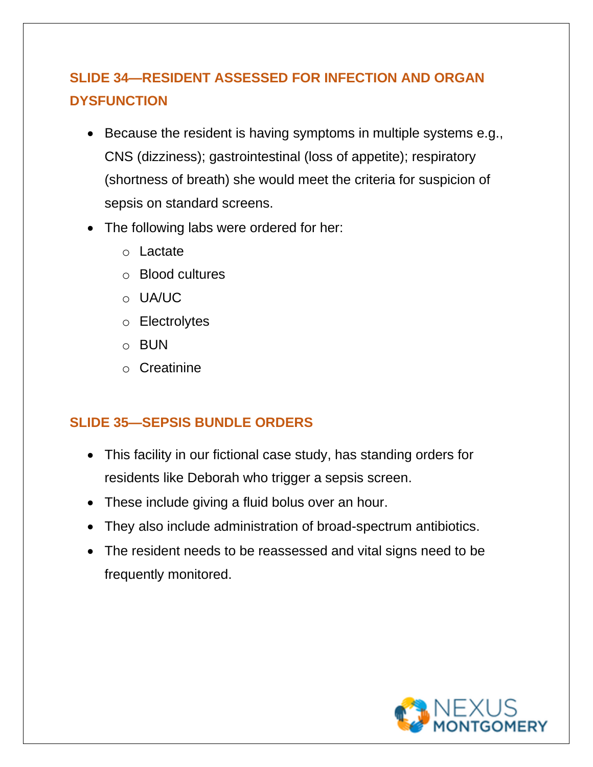## SLIDE 34—RESIDENT ASSESSED FOR INFECTION AND ORGAN DYSFUNCTION

- Because the resident is having symptoms in multiple systems e.g., CNS (dizziness); gastrointestinal (loss of appetite); respiratory (shortness of breath) she would meet the criteria for suspicion of sepsis on standard screens.
- The following labs were ordered for her:
  - Lactate
  - Blood cultures
  - UA/UC
  - Electrolytes
  - BUN
  - Creatinine

## SLIDE 35—SEPSIS BUNDLE ORDERS

- This facility in our fictional case study, has standing orders for residents like Deborah who trigger a sepsis screen.
- These include giving a fluid bolus over an hour.
- They also include administration of broad-spectrum antibiotics.
- The resident needs to be reassessed and vital signs need to be frequently monitored.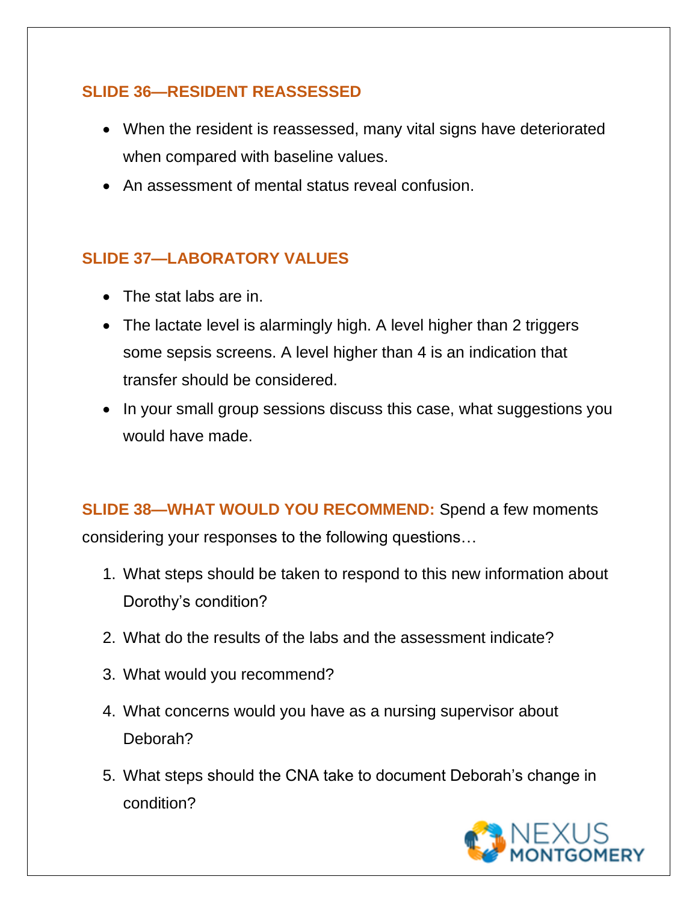### SLIDE 36—RESIDENT REASSESSED

- When the resident is reassessed, many vital signs have deteriorated when compared with baseline values.
- An assessment of mental status reveal confusion.

### SLIDE 37—LABORATORY VALUES

- The stat labs are in.
- The lactate level is alarmingly high. A level higher than 2 triggers some sepsis screens. A level higher than 4 is an indication that transfer should be considered.
- In your small group sessions discuss this case, what suggestions you would have made.

**SLIDE 38—WHAT WOULD YOU RECOMMEND:** Spend a few moments considering your responses to the following questions…

1. What steps should be taken to respond to this new information about Dorothy's condition?
2. What do the results of the labs and the assessment indicate?
3. What would you recommend?
4. What concerns would you have as a nursing supervisor about Deborah?
5. What steps should the CNA take to document Deborah's change in condition?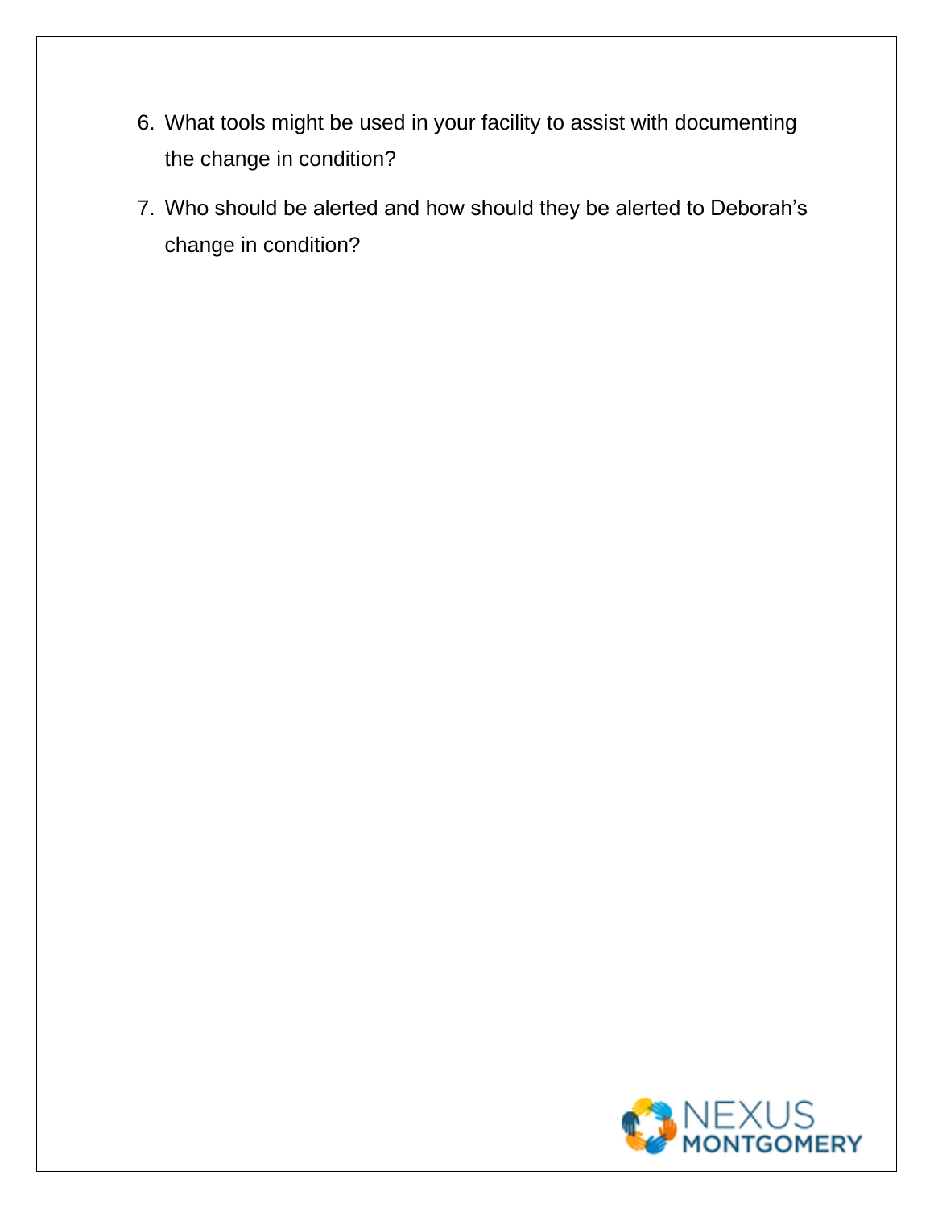6. What tools might be used in your facility to assist with documenting the change in condition?
7. Who should be alerted and how should they be alerted to Deborah's change in condition?